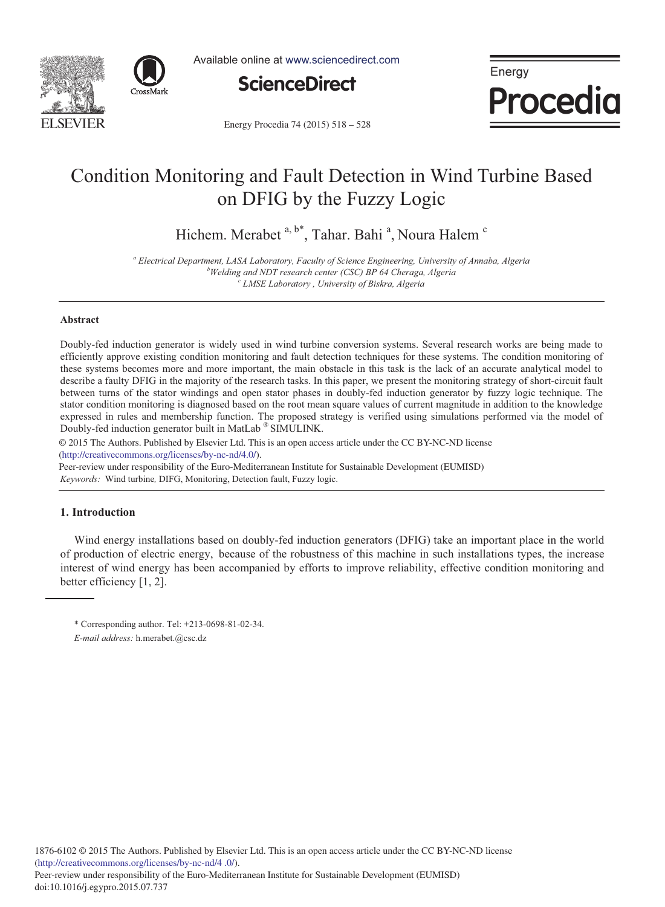# Condition Monitoring and Fault Detection in Wind Turbine Based on DFIG by the Fuzzy Logic

Hichem. Merabet [a, b*], Tahar. Bahi [a], Noura Halem [c]

[a] *Electrical Department, LASA Laboratory, Faculty of Science Engineering, University of Annaba, Algeria*
[b] *Welding and NDT research center (CSC) BP 64 Cheraga, Algeria*
[c] *LMSE Laboratory , University of Biskra, Algeria*

---

### Abstract

Doubly-fed induction generator is widely used in wind turbine conversion systems. Several research works are being made to efficiently approve existing condition monitoring and fault detection techniques for these systems. The condition monitoring of these systems becomes more and more important, the main obstacle in this task is the lack of an accurate analytical model to describe a faulty DFIG in the majority of the research tasks. In this paper, we present the monitoring strategy of short-circuit fault between turns of the stator windings and open stator phases in doubly-fed induction generator by fuzzy logic technique. The stator condition monitoring is diagnosed based on the root mean square values of current magnitude in addition to the knowledge expressed in rules and membership function. The proposed strategy is verified using simulations performed via the model of Doubly-fed induction generator built in MatLab ® SIMULINK.

© 2015 The Authors. Published by Elsevier Ltd. This is an open access article under the CC BY-NC-ND license (http://creativecommons.org/licenses/by-nc-nd/4.0/).
Peer-review under responsibility of the Euro-Mediterranean Institute for Sustainable Development (EUMISD)

*Keywords:* Wind turbine*,* DIFG, Monitoring, Detection fault, Fuzzy logic.

---

## 1. Introduction

Wind energy installations based on doubly-fed induction generators (DFIG) take an important place in the world of production of electric energy, because of the robustness of this machine in such installations types, the increase interest of wind energy has been accompanied by efforts to improve reliability, effective condition monitoring and better efficiency [1, 2].

\* Corresponding author. Tel: +213-0698-81-02-34.
*E-mail address:* h.merabet.@csc.dz

1876-6102 © 2015 The Authors. Published by Elsevier Ltd. This is an open access article under the CC BY-NC-ND license (http://creativecommons.org/licenses/by-nc-nd/4 .0/).
Peer-review under responsibility of the Euro-Mediterranean Institute for Sustainable Development (EUMISD)
doi:10.1016/j.egypro.2015.07.737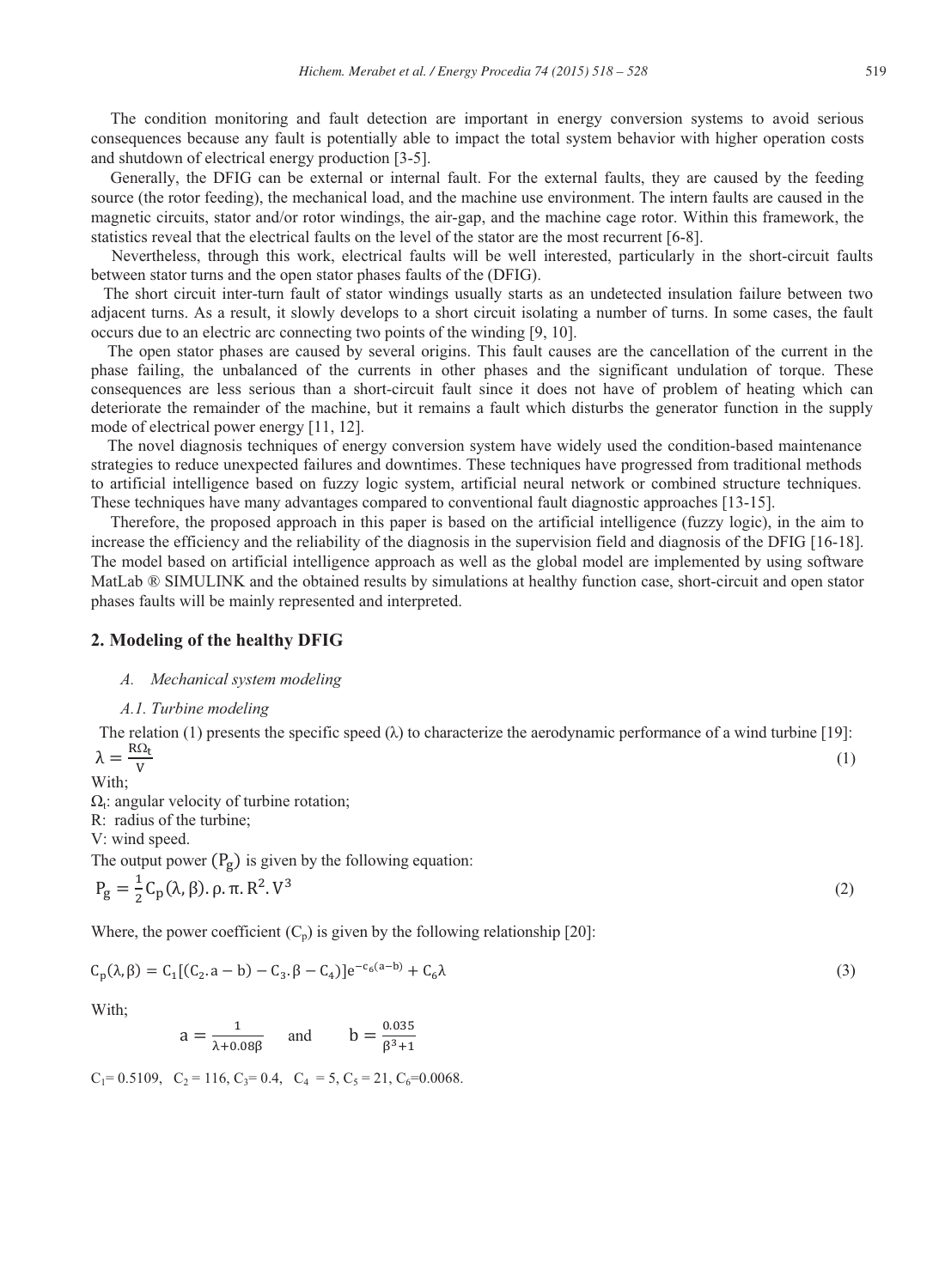The condition monitoring and fault detection are important in energy conversion systems to avoid serious consequences because any fault is potentially able to impact the total system behavior with higher operation costs and shutdown of electrical energy production [3-5].

Generally, the DFIG can be external or internal fault. For the external faults, they are caused by the feeding source (the rotor feeding), the mechanical load, and the machine use environment. The intern faults are caused in the magnetic circuits, stator and/or rotor windings, the air-gap, and the machine cage rotor. Within this framework, the statistics reveal that the electrical faults on the level of the stator are the most recurrent [6-8].

Nevertheless, through this work, electrical faults will be well interested, particularly in the short-circuit faults between stator turns and the open stator phases faults of the (DFIG).

The short circuit inter-turn fault of stator windings usually starts as an undetected insulation failure between two adjacent turns. As a result, it slowly develops to a short circuit isolating a number of turns. In some cases, the fault occurs due to an electric arc connecting two points of the winding [9, 10].

The open stator phases are caused by several origins. This fault causes are the cancellation of the current in the phase failing, the unbalanced of the currents in other phases and the significant undulation of torque. These consequences are less serious than a short-circuit fault since it does not have of problem of heating which can deteriorate the remainder of the machine, but it remains a fault which disturbs the generator function in the supply mode of electrical power energy [11, 12].

The novel diagnosis techniques of energy conversion system have widely used the condition-based maintenance strategies to reduce unexpected failures and downtimes. These techniques have progressed from traditional methods to artificial intelligence based on fuzzy logic system, artificial neural network or combined structure techniques. These techniques have many advantages compared to conventional fault diagnostic approaches [13-15].

Therefore, the proposed approach in this paper is based on the artificial intelligence (fuzzy logic), in the aim to increase the efficiency and the reliability of the diagnosis in the supervision field and diagnosis of the DFIG [16-18]. The model based on artificial intelligence approach as well as the global model are implemented by using software MatLab ® SIMULINK and the obtained results by simulations at healthy function case, short-circuit and open stator phases faults will be mainly represented and interpreted.

## 2. Modeling of the healthy DFIG

*A. Mechanical system modeling*

*A.1. Turbine modeling*

The relation (1) presents the specific speed ($\lambda$) to characterize the aerodynamic performance of a wind turbine [19]:

$$\lambda = \frac{R\Omega_t}{V} \tag{1}$$

With;

$\Omega_t$: angular velocity of turbine rotation;

R: radius of the turbine;

V: wind speed.

The output power $(P_g)$ is given by the following equation:

$$P_g = \frac{1}{2} C_p(\lambda, \beta). \rho. \pi. R^2. V^3 \tag{2}$$

Where, the power coefficient ($C_p$) is given by the following relationship [20]:

$$C_p(\lambda, \beta) = C_1[(C_2. a - b) - C_3. \beta - C_4)]e^{-c_6(a-b)} + C_6\lambda \tag{3}$$

With;

$$a = \frac{1}{\lambda + 0.08\beta} \quad \text{and} \quad b = \frac{0.035}{\beta^3 + 1}$$

$C_1 = 0.5109$, $C_2 = 116$, $C_3 = 0.4$, $C_4 = 5$, $C_5 = 21$, $C_6 = 0.0068$.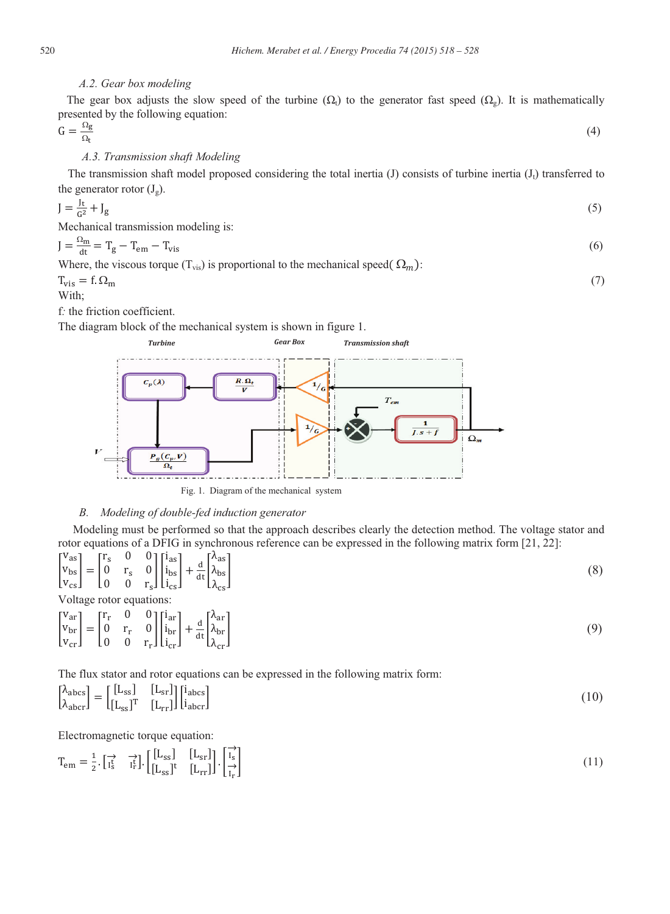*A.2. Gear box modeling*

The gear box adjusts the slow speed of the turbine ($\Omega_t$) to the generator fast speed ($\Omega_g$). It is mathematically presented by the following equation:

$$G = \frac{\Omega_g}{\Omega_t} \tag{4}$$

*A.3. Transmission shaft Modeling*

The transmission shaft model proposed considering the total inertia (J) consists of turbine inertia ($J_t$) transferred to the generator rotor ($J_g$).

$$J = \frac{J_t}{G^2} + J_g \tag{5}$$

Mechanical transmission modeling is:

$$J = \frac{\Omega_m}{dt} = T_g - T_{em} - T_{vis} \tag{6}$$

Where, the viscous torque ($T_{vis}$) is proportional to the mechanical speed($\Omega_m$):

$$T_{vis} = f.\Omega_m \tag{7}$$

With;

f: the friction coefficient.

The diagram block of the mechanical system is shown in figure 1.

Fig. 1. Diagram of the mechanical system

## B. *Modeling of double-fed induction generator*

Modeling must be performed so that the approach describes clearly the detection method. The voltage stator and rotor equations of a DFIG in synchronous reference can be expressed in the following matrix form [21, 22]:

$$\begin{bmatrix} v_{as} \\ v_{bs} \\ v_{cs} \end{bmatrix} = \begin{bmatrix} r_s & 0 & 0 \\ 0 & r_s & 0 \\ 0 & 0 & r_s \end{bmatrix} \begin{bmatrix} i_{as} \\ i_{bs} \\ i_{cs} \end{bmatrix} + \frac{d}{dt} \begin{bmatrix} \lambda_{as} \\ \lambda_{bs} \\ \lambda_{cs} \end{bmatrix} \tag{8}$$

Voltage rotor equations:

$$\begin{bmatrix} v_{ar} \\ v_{br} \\ v_{cr} \end{bmatrix} = \begin{bmatrix} r_r & 0 & 0 \\ 0 & r_r & 0 \\ 0 & 0 & r_r \end{bmatrix} \begin{bmatrix} i_{ar} \\ i_{br} \\ i_{cr} \end{bmatrix} + \frac{d}{dt} \begin{bmatrix} \lambda_{ar} \\ \lambda_{br} \\ \lambda_{cr} \end{bmatrix} \tag{9}$$

The flux stator and rotor equations can be expressed in the following matrix form:

$$\begin{bmatrix} \lambda_{abcs} \\ \lambda_{abcr} \end{bmatrix} = \begin{bmatrix} [L_{ss}] & [L_{sr}] \\ [L_{ss}]^T & [L_{rr}] \end{bmatrix} \begin{bmatrix} i_{abcs} \\ i_{abcr} \end{bmatrix} \tag{10}$$

Electromagnetic torque equation:

$$T_{em} = \frac{1}{2} \cdot \begin{bmatrix} \vec{I}_s^t & \vec{I}_r^t \end{bmatrix} \cdot \begin{bmatrix} [L_{ss}] & [L_{sr}] \\ [L_{ss}]^t & [L_{rr}] \end{bmatrix} \cdot \begin{bmatrix} \vec{I}_s \\ \vec{I}_r \end{bmatrix} \tag{11}$$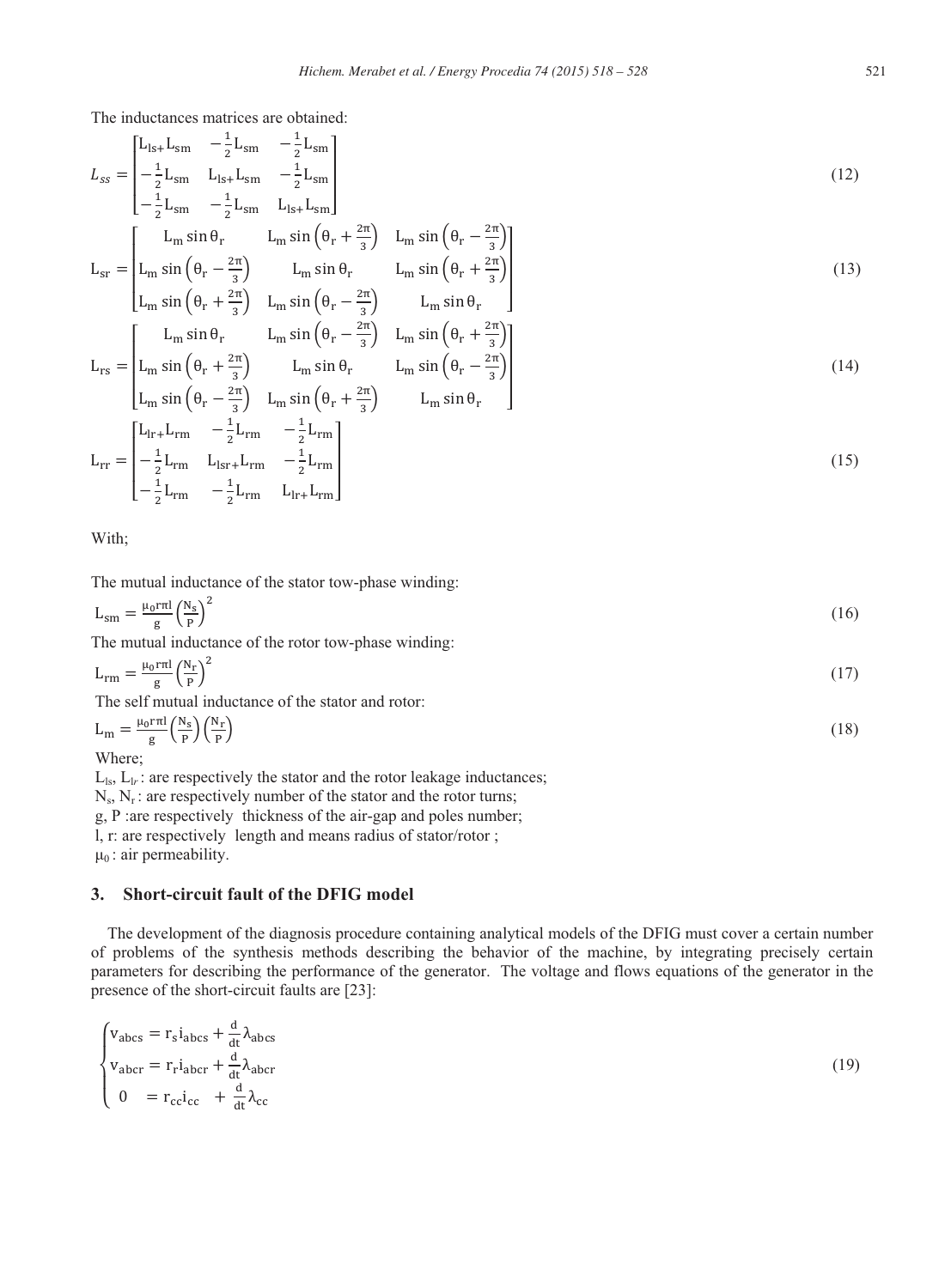The inductances matrices are obtained:

$$L_{ss} = \begin{bmatrix} L_{ls+}L_{sm} & -\frac{1}{2}L_{sm} & -\frac{1}{2}L_{sm} \\ -\frac{1}{2}L_{sm} & L_{ls+}L_{sm} & -\frac{1}{2}L_{sm} \\ -\frac{1}{2}L_{sm} & -\frac{1}{2}L_{sm} & L_{ls+}L_{sm} \end{bmatrix} \tag{12}$$

$$L_{sr} = \begin{bmatrix} L_m \sin\theta_r & L_m \sin\left(\theta_r + \frac{2\pi}{3}\right) & L_m \sin\left(\theta_r - \frac{2\pi}{3}\right) \\ L_m \sin\left(\theta_r - \frac{2\pi}{3}\right) & L_m \sin\theta_r & L_m \sin\left(\theta_r + \frac{2\pi}{3}\right) \\ L_m \sin\left(\theta_r + \frac{2\pi}{3}\right) & L_m \sin\left(\theta_r - \frac{2\pi}{3}\right) & L_m \sin\theta_r \end{bmatrix} \tag{13}$$

$$L_{rs} = \begin{bmatrix} L_m \sin\theta_r & L_m \sin\left(\theta_r - \frac{2\pi}{3}\right) & L_m \sin\left(\theta_r + \frac{2\pi}{3}\right) \\ L_m \sin\left(\theta_r + \frac{2\pi}{3}\right) & L_m \sin\theta_r & L_m \sin\left(\theta_r - \frac{2\pi}{3}\right) \\ L_m \sin\left(\theta_r - \frac{2\pi}{3}\right) & L_m \sin\left(\theta_r + \frac{2\pi}{3}\right) & L_m \sin\theta_r \end{bmatrix} \tag{14}$$

$$L_{rr} = \begin{bmatrix} L_{lr+}L_{rm} & -\frac{1}{2}L_{rm} & -\frac{1}{2}L_{rm} \\ -\frac{1}{2}L_{rm} & L_{lsr+}L_{rm} & -\frac{1}{2}L_{rm} \\ -\frac{1}{2}L_{rm} & -\frac{1}{2}L_{rm} & L_{lr+}L_{rm} \end{bmatrix} \tag{15}$$

With;

The mutual inductance of the stator tow-phase winding:

$$L_{sm} = \frac{\mu_0 r\pi l}{g}\left(\frac{N_s}{P}\right)^2 \tag{16}$$

The mutual inductance of the rotor tow-phase winding:

$$L_{rm} = \frac{\mu_0 r\pi l}{g}\left(\frac{N_r}{P}\right)^2 \tag{17}$$

The self mutual inductance of the stator and rotor:

$$L_m = \frac{\mu_0 r\pi l}{g}\left(\frac{N_s}{P}\right)\left(\frac{N_r}{P}\right) \tag{18}$$

Where;

$L_{ls}$, $L_{lr}$ : are respectively the stator and the rotor leakage inductances;
$N_s$, $N_r$ : are respectively number of the stator and the rotor turns;
g, P :are respectively thickness of the air-gap and poles number;
l, r: are respectively length and means radius of stator/rotor ;
$\mu_0$ : air permeability.

## 3. Short-circuit fault of the DFIG model

The development of the diagnosis procedure containing analytical models of the DFIG must cover a certain number of problems of the synthesis methods describing the behavior of the machine, by integrating precisely certain parameters for describing the performance of the generator. The voltage and flows equations of the generator in the presence of the short-circuit faults are [23]:

$$\begin{cases} v_{abcs} = r_s i_{abcs} + \frac{d}{dt}\lambda_{abcs} \\ v_{abcr} = r_r i_{abcr} + \frac{d}{dt}\lambda_{abcr} \\ \ \ 0 \ \ \ = r_{cc} i_{cc} \ \ + \frac{d}{dt}\lambda_{cc} \end{cases} \tag{19}$$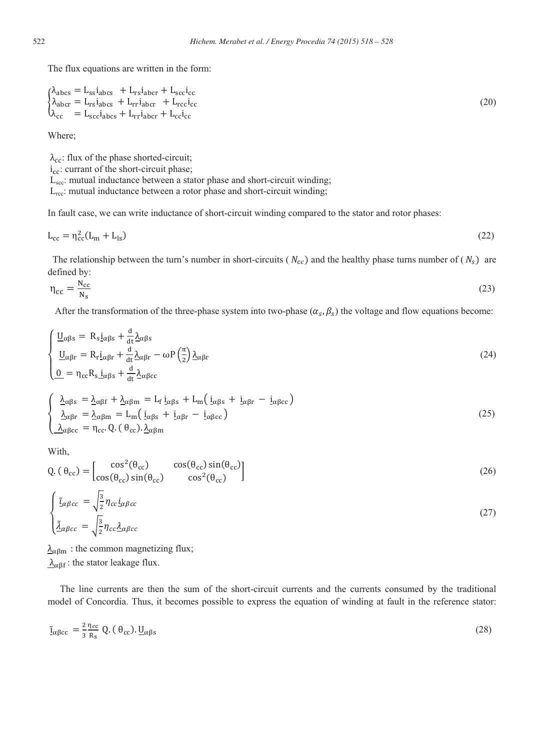The flux equations are written in the form:

$$\begin{cases} \lambda_{abcs} = L_{ss} i_{abcs} + L_{rs} i_{abcr} + L_{scc} i_{cc} \\ \lambda_{abcr} = L_{rs} i_{abcs} + L_{rr} i_{abcr} + L_{rcc} i_{cc} \\ \lambda_{cc} = L_{scc} i_{abcs} + L_{rr} i_{abcr} + L_{cc} i_{cc} \end{cases} \tag{20}$$

Where;

$\lambda_{cc}$: flux of the phase shorted-circuit;
$i_{cc}$: currant of the short-circuit phase;
$L_{scc}$: mutual inductance between a stator phase and short-circuit winding;
$L_{rcc}$: mutual inductance between a rotor phase and short-circuit winding;

In fault case, we can write inductance of short-circuit winding compared to the stator and rotor phases:

$$L_{cc} = \eta_{cc}^2 (L_m + L_{ls}) \tag{22}$$

The relationship between the turn's number in short-circuits ( $N_{cc}$) and the healthy phase turns number of ( $N_s$) are defined by:

$$\eta_{cc} = \frac{N_{cc}}{N_s} \tag{23}$$

After the transformation of the three-phase system into two-phase ($\alpha_s, \beta_s$) the voltage and flow equations become:

$$\begin{cases} \underline{U}_{\alpha\beta s} = R_s \underline{i}_{\alpha\beta s} + \frac{d}{dt} \underline{\lambda}_{\alpha\beta s} \\ \underline{U}_{\alpha\beta r} = R_r \underline{i}_{\alpha\beta r} + \frac{d}{dt} \underline{\lambda}_{\alpha\beta r} - \omega P \left(\frac{\pi}{2}\right) \underline{\lambda}_{\alpha\beta r} \\ \underline{0} = \eta_{cc} R_s \underline{i}_{\alpha\beta s} + \frac{d}{dt} \underline{\lambda}_{\alpha\beta cc} \end{cases} \tag{24}$$

$$\begin{cases} \underline{\lambda}_{\alpha\beta s} = \underline{\lambda}_{\alpha\beta f} + \underline{\lambda}_{\alpha\beta m} = L_f \, \underline{i}_{\alpha\beta s} + L_m \left( \underline{i}_{\alpha\beta s} + \underline{i}_{\alpha\beta r} - \underline{i}_{\alpha\beta cc} \right) \\ \underline{\lambda}_{\alpha\beta r} = \underline{\lambda}_{\alpha\beta m} = L_m \left( \underline{i}_{\alpha\beta s} + \underline{i}_{\alpha\beta r} - \underline{i}_{\alpha\beta cc} \right) \\ \underline{\lambda}_{\alpha\beta cc} = \eta_{cc} . Q.(\theta_{cc}) . \underline{\lambda}_{\alpha\beta m} \end{cases} \tag{25}$$

With,

$$Q.(\theta_{cc}) = \begin{bmatrix} \cos^2(\theta_{cc}) & \cos(\theta_{cc})\sin(\theta_{cc}) \\ \cos(\theta_{cc})\sin(\theta_{cc}) & \cos^2(\theta_{cc}) \end{bmatrix} \tag{26}$$

$$\begin{cases} \underline{\tilde{i}}_{\alpha\beta cc} = \sqrt{\frac{3}{2}} \eta_{cc} \underline{i}_{\alpha\beta cc} \\ \underline{\tilde{\lambda}}_{\alpha\beta cc} = \sqrt{\frac{3}{2}} \eta_{cc} \underline{\lambda}_{\alpha\beta cc} \end{cases} \tag{27}$$

$\underline{\lambda}_{\alpha\beta m}$ : the common magnetizing flux;
$\underline{\lambda}_{\alpha\beta f}$ : the stator leakage flux.

The line currents are then the sum of the short-circuit currents and the currents consumed by the traditional model of Concordia. Thus, it becomes possible to express the equation of winding at fault in the reference stator:

$$\underline{\tilde{i}}_{\alpha\beta cc} = \frac{2}{3} \frac{\eta_{cc}}{R_s} Q.(\theta_{cc}) . \underline{U}_{\alpha\beta s} \tag{28}$$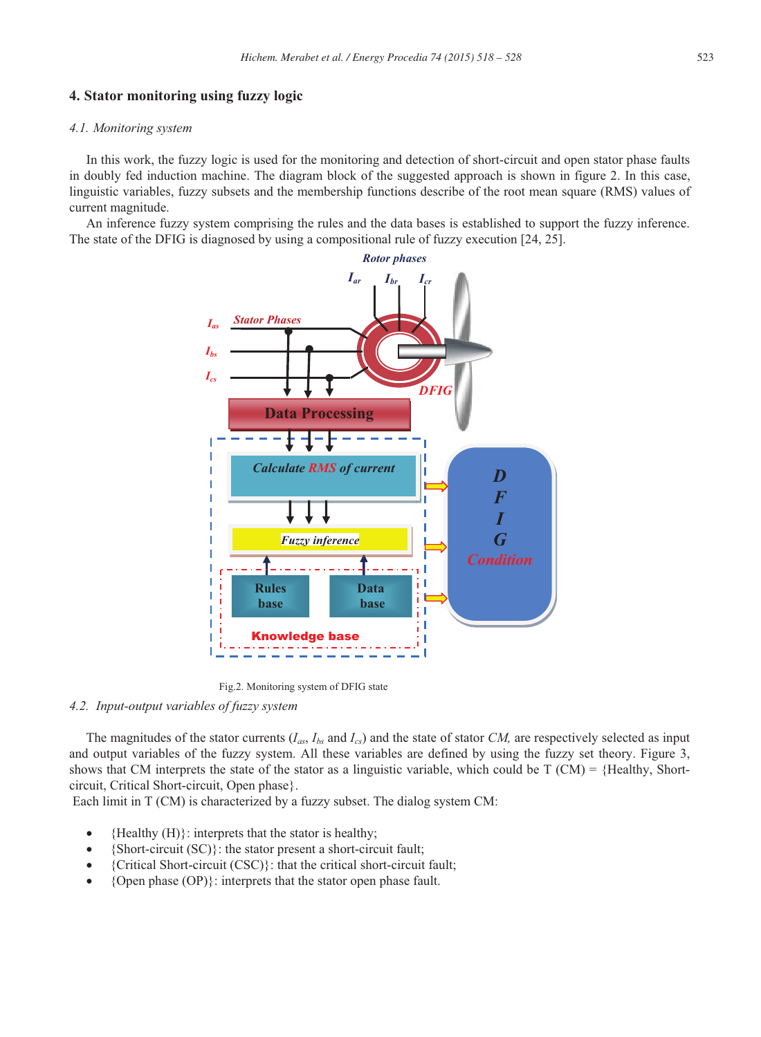## 4. Stator monitoring using fuzzy logic

### *4.1. Monitoring system*

In this work, the fuzzy logic is used for the monitoring and detection of short-circuit and open stator phase faults in doubly fed induction machine. The diagram block of the suggested approach is shown in figure 2. In this case, linguistic variables, fuzzy subsets and the membership functions describe of the root mean square (RMS) values of current magnitude.

An inference fuzzy system comprising the rules and the data bases is established to support the fuzzy inference. The state of the DFIG is diagnosed by using a compositional rule of fuzzy execution [24, 25].

Fig.2. Monitoring system of DFIG state

### *4.2. Input-output variables of fuzzy system*

The magnitudes of the stator currents ($I_{as}$, $I_{bs}$ and $I_{cs}$) and the state of stator *CM,* are respectively selected as input and output variables of the fuzzy system. All these variables are defined by using the fuzzy set theory. Figure 3, shows that CM interprets the state of the stator as a linguistic variable, which could be T (CM) = {Healthy, Short-circuit, Critical Short-circuit, Open phase}.

Each limit in T (CM) is characterized by a fuzzy subset. The dialog system CM:

- {Healthy (H)}: interprets that the stator is healthy;
- {Short-circuit (SC)}: the stator present a short-circuit fault;
- {Critical Short-circuit (CSC)}: that the critical short-circuit fault;
- {Open phase (OP)}: interprets that the stator open phase fault.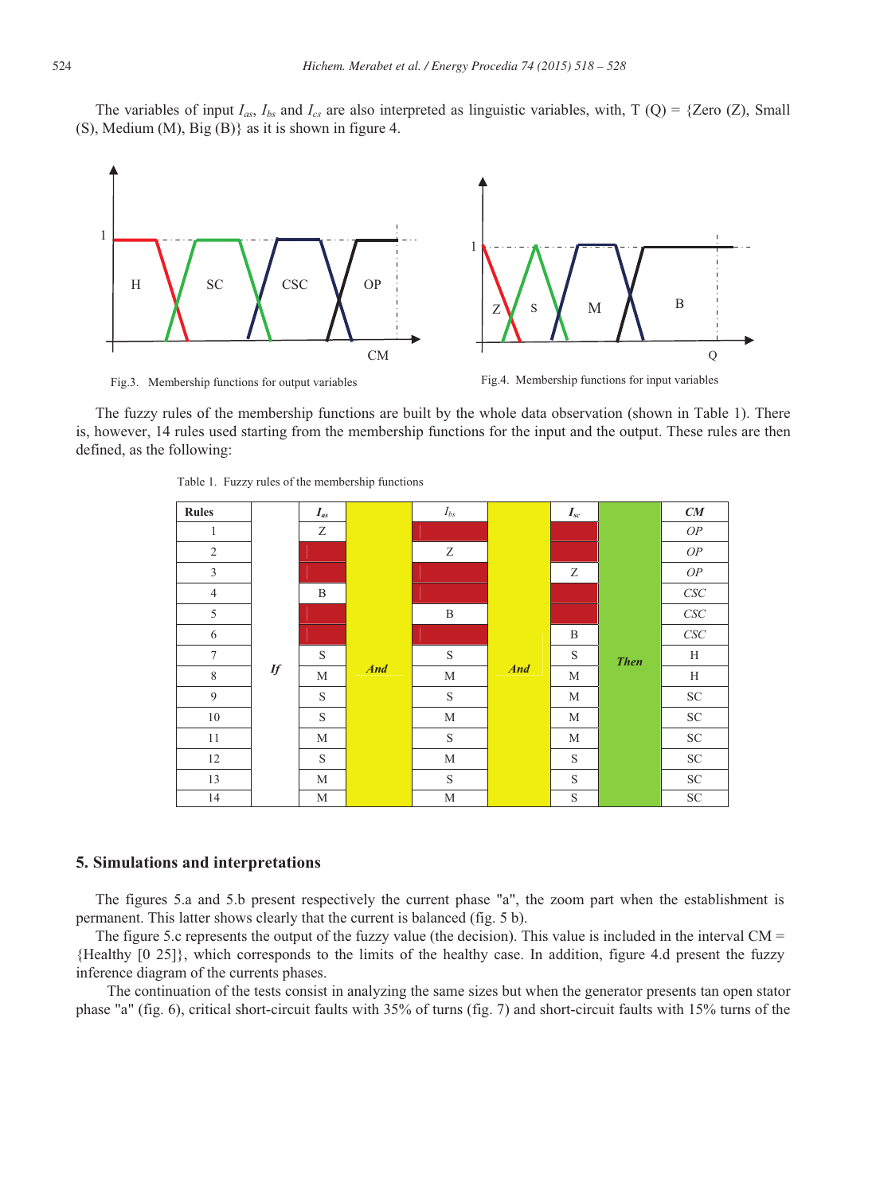The variables of input $I_{as}$, $I_{bs}$ and $I_{cs}$ are also interpreted as linguistic variables, with, T (Q) = {Zero (Z), Small (S), Medium (M), Big (B)} as it is shown in figure 4.

Fig.3. Membership functions for output variables

Fig.4. Membership functions for input variables

The fuzzy rules of the membership functions are built by the whole data observation (shown in Table 1). There is, however, 14 rules used starting from the membership functions for the input and the output. These rules are then defined, as the following:

Table 1. Fuzzy rules of the membership functions

| Rules | | $I_{as}$ | | $I_{bs}$ | | $I_{sc}$ | | CM |
|---|---|---|---|---|---|---|---|---|
| 1 | If | Z | And | | And | | Then | OP |
| 2 | | | | Z | | | | OP |
| 3 | | | | | | Z | | OP |
| 4 | | B | | | | | | CSC |
| 5 | | | | B | | | | CSC |
| 6 | | | | | | B | | CSC |
| 7 | | S | | S | | S | | H |
| 8 | | M | | M | | M | | H |
| 9 | | S | | S | | M | | SC |
| 10 | | S | | M | | M | | SC |
| 11 | | M | | S | | M | | SC |
| 12 | | S | | M | | S | | SC |
| 13 | | M | | S | | S | | SC |
| 14 | | M | | M | | S | | SC |

## 5. Simulations and interpretations

The figures 5.a and 5.b present respectively the current phase "a", the zoom part when the establishment is permanent. This latter shows clearly that the current is balanced (fig. 5 b).

The figure 5.c represents the output of the fuzzy value (the decision). This value is included in the interval CM = {Healthy [0 25]}, which corresponds to the limits of the healthy case. In addition, figure 4.d present the fuzzy inference diagram of the currents phases.

The continuation of the tests consist in analyzing the same sizes but when the generator presents tan open stator phase "a" (fig. 6), critical short-circuit faults with 35% of turns (fig. 7) and short-circuit faults with 15% turns of the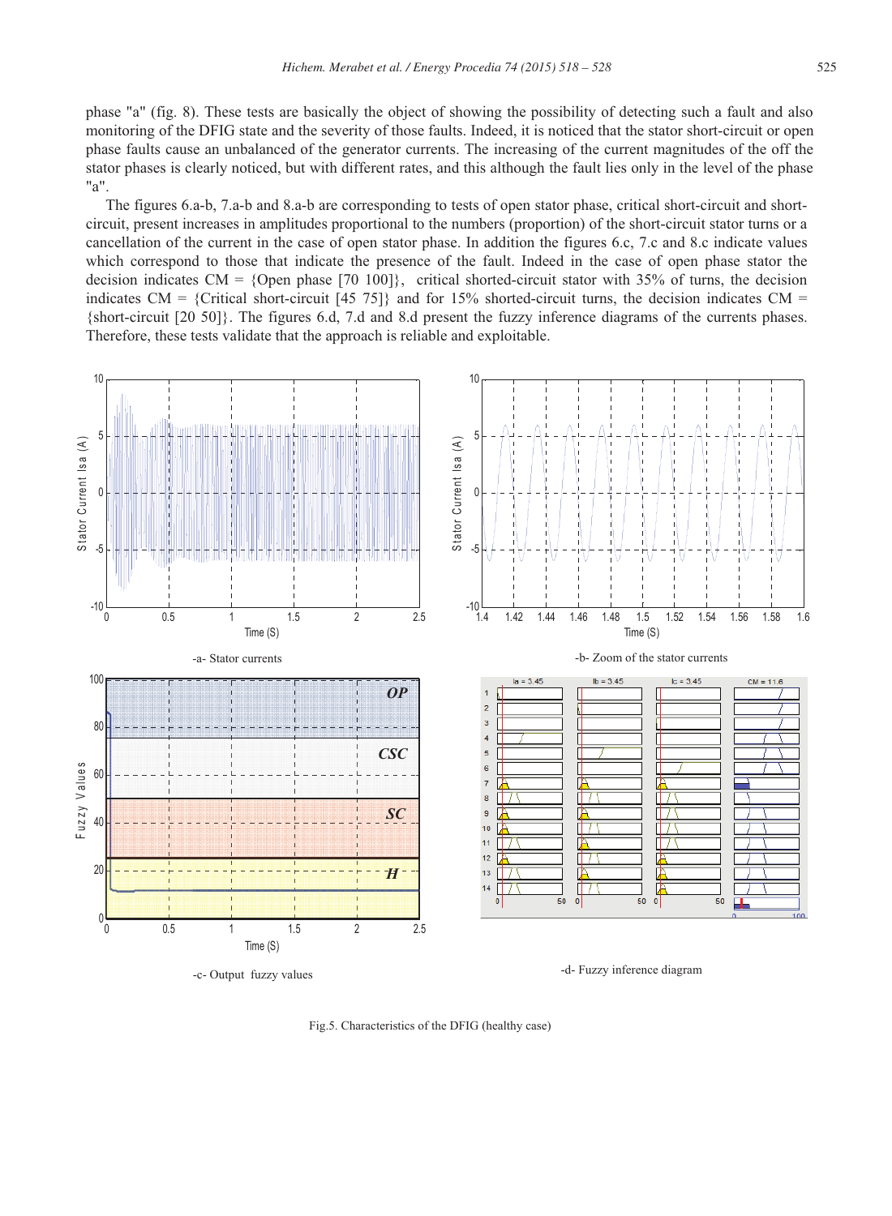phase "a" (fig. 8). These tests are basically the object of showing the possibility of detecting such a fault and also monitoring of the DFIG state and the severity of those faults. Indeed, it is noticed that the stator short-circuit or open phase faults cause an unbalanced of the generator currents. The increasing of the current magnitudes of the off the stator phases is clearly noticed, but with different rates, and this although the fault lies only in the level of the phase "a".

The figures 6.a-b, 7.a-b and 8.a-b are corresponding to tests of open stator phase, critical short-circuit and short-circuit, present increases in amplitudes proportional to the numbers (proportion) of the short-circuit stator turns or a cancellation of the current in the case of open stator phase. In addition the figures 6.c, 7.c and 8.c indicate values which correspond to those that indicate the presence of the fault. Indeed in the case of open phase stator the decision indicates CM = {Open phase [70 100]}, critical shorted-circuit stator with 35% of turns, the decision indicates CM = {Critical short-circuit [45 75]} and for 15% shorted-circuit turns, the decision indicates CM = {short-circuit [20 50]}. The figures 6.d, 7.d and 8.d present the fuzzy inference diagrams of the currents phases. Therefore, these tests validate that the approach is reliable and exploitable.

-a- Stator currents

-b- Zoom of the stator currents

-c- Output fuzzy values

-d- Fuzzy inference diagram

Fig.5. Characteristics of the DFIG (healthy case)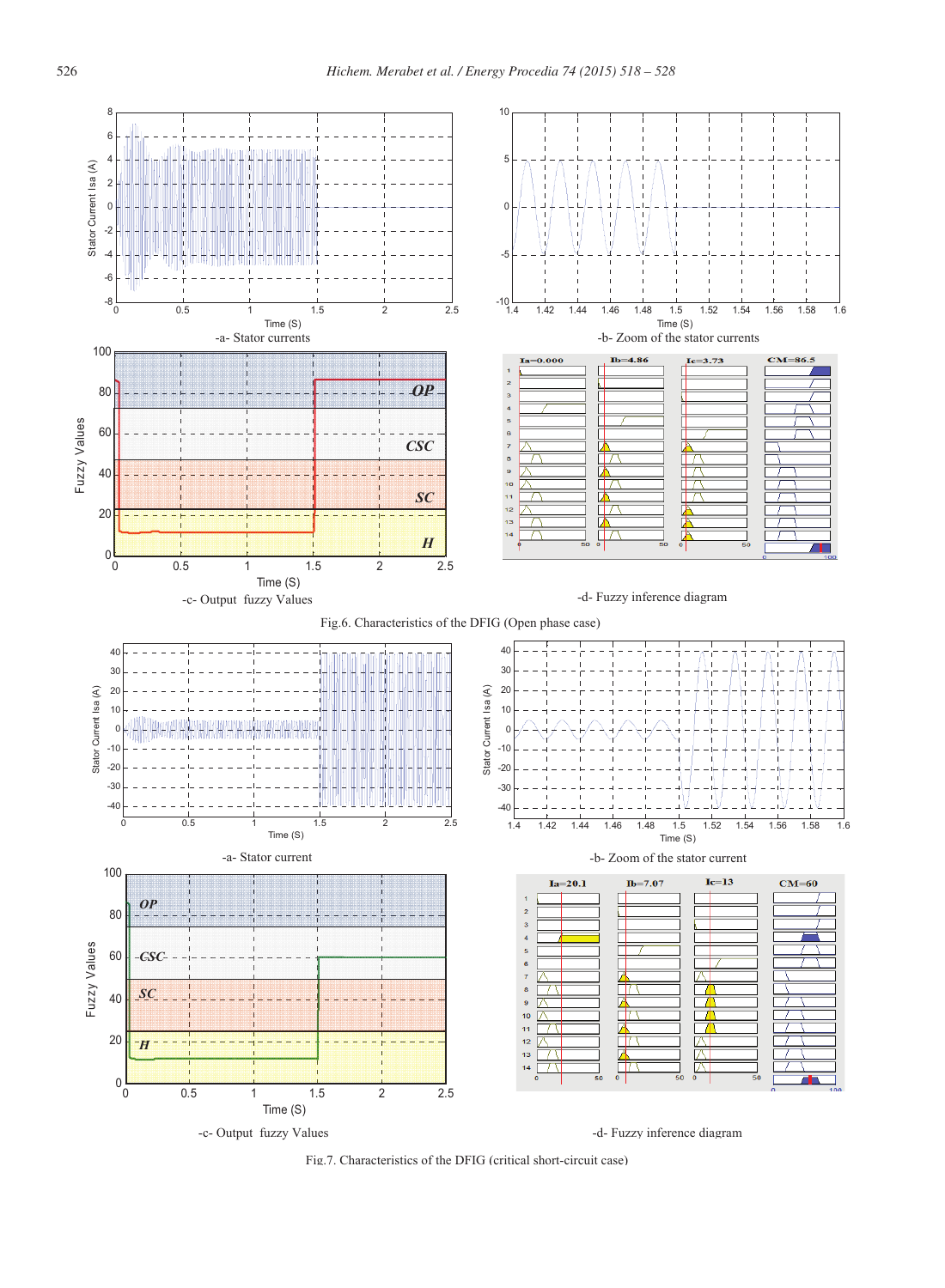-a- Stator currents

-b- Zoom of the stator currents

-c- Output fuzzy Values

-d- Fuzzy inference diagram

Fig.6. Characteristics of the DFIG (Open phase case)

-a- Stator current

-b- Zoom of the stator current

-c- Output fuzzy Values

-d- Fuzzy inference diagram

Fig.7. Characteristics of the DFIG (critical short-circuit case)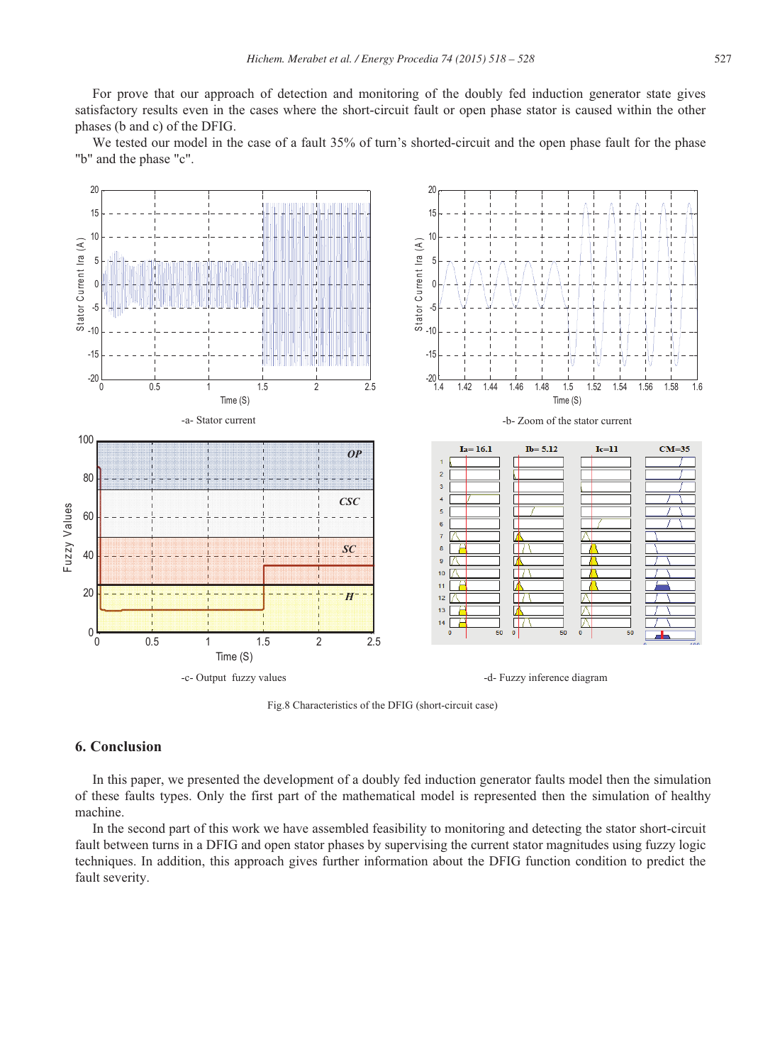For prove that our approach of detection and monitoring of the doubly fed induction generator state gives satisfactory results even in the cases where the short-circuit fault or open phase stator is caused within the other phases (b and c) of the DFIG.

We tested our model in the case of a fault 35% of turn's shorted-circuit and the open phase fault for the phase "b" and the phase "c".

-a- Stator current

-b- Zoom of the stator current

-c- Output fuzzy values

-d- Fuzzy inference diagram

Fig.8 Characteristics of the DFIG (short-circuit case)

## 6. Conclusion

In this paper, we presented the development of a doubly fed induction generator faults model then the simulation of these faults types. Only the first part of the mathematical model is represented then the simulation of healthy machine.

In the second part of this work we have assembled feasibility to monitoring and detecting the stator short-circuit fault between turns in a DFIG and open stator phases by supervising the current stator magnitudes using fuzzy logic techniques. In addition, this approach gives further information about the DFIG function condition to predict the fault severity.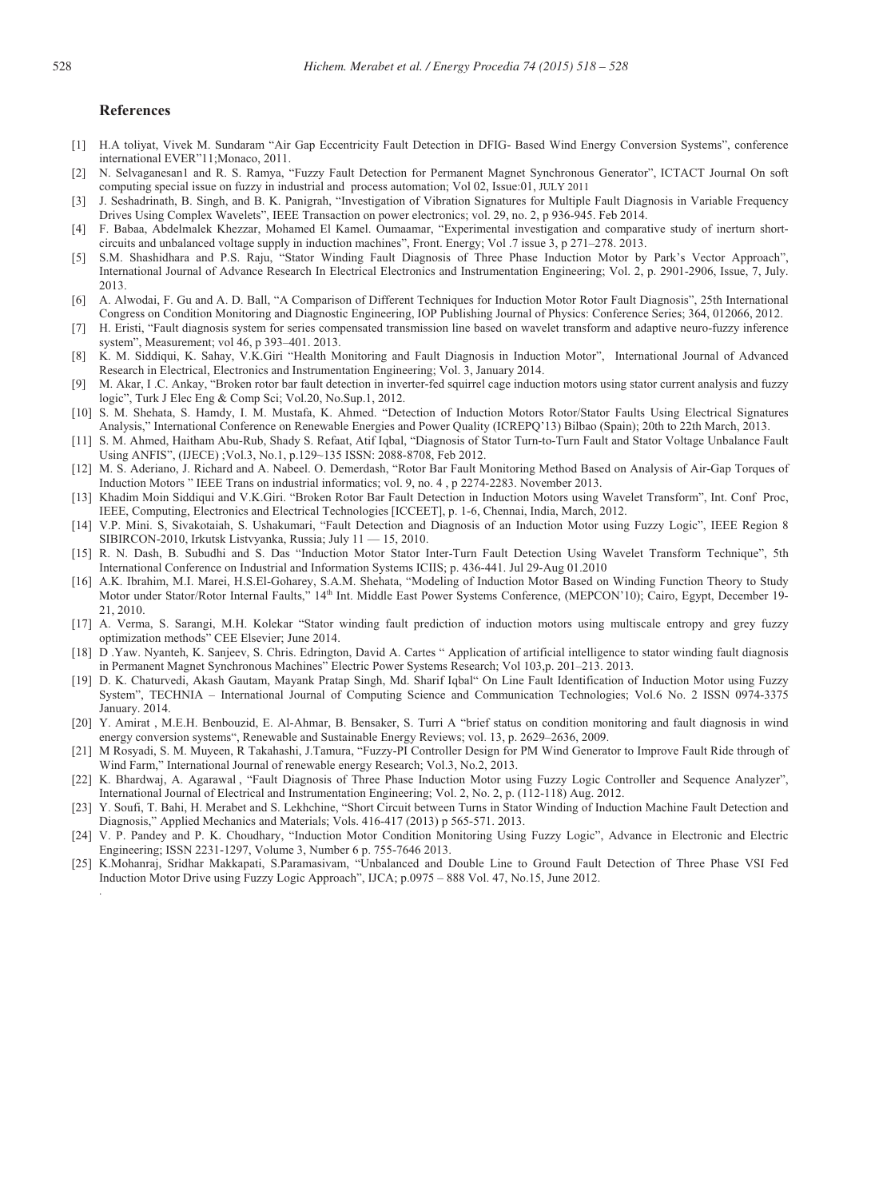## References

[1] H.A toliyat, Vivek M. Sundaram "Air Gap Eccentricity Fault Detection in DFIG- Based Wind Energy Conversion Systems", conference international EVER"11;Monaco, 2011.

[2] N. Selvaganesan1 and R. S. Ramya, "Fuzzy Fault Detection for Permanent Magnet Synchronous Generator", ICTACT Journal On soft computing special issue on fuzzy in industrial and process automation; Vol 02, Issue:01, JULY 2011

[3] J. Seshadrinath, B. Singh, and B. K. Panigrah, "Investigation of Vibration Signatures for Multiple Fault Diagnosis in Variable Frequency Drives Using Complex Wavelets", IEEE Transaction on power electronics; vol. 29, no. 2, p 936-945. Feb 2014.

[4] F. Babaa, Abdelmalek Khezzar, Mohamed El Kamel. Oumaamar, "Experimental investigation and comparative study of inerturn short-circuits and unbalanced voltage supply in induction machines", Front. Energy; Vol .7 issue 3, p 271–278. 2013.

[5] S.M. Shashidhara and P.S. Raju, "Stator Winding Fault Diagnosis of Three Phase Induction Motor by Park's Vector Approach", International Journal of Advance Research In Electrical Electronics and Instrumentation Engineering; Vol. 2, p. 2901-2906, Issue, 7, July. 2013.

[6] A. Alwodai, F. Gu and A. D. Ball, "A Comparison of Different Techniques for Induction Motor Rotor Fault Diagnosis", 25th International Congress on Condition Monitoring and Diagnostic Engineering, IOP Publishing Journal of Physics: Conference Series; 364, 012066, 2012.

[7] H. Eristi, "Fault diagnosis system for series compensated transmission line based on wavelet transform and adaptive neuro-fuzzy inference system", Measurement; vol 46, p 393–401. 2013.

[8] K. M. Siddiqui, K. Sahay, V.K.Giri "Health Monitoring and Fault Diagnosis in Induction Motor", International Journal of Advanced Research in Electrical, Electronics and Instrumentation Engineering; Vol. 3, January 2014.

[9] M. Akar, I .C. Ankay, "Broken rotor bar fault detection in inverter-fed squirrel cage induction motors using stator current analysis and fuzzy logic", Turk J Elec Eng & Comp Sci; Vol.20, No.Sup.1, 2012.

[10] S. M. Shehata, S. Hamdy, I. M. Mustafa, K. Ahmed. "Detection of Induction Motors Rotor/Stator Faults Using Electrical Signatures Analysis," International Conference on Renewable Energies and Power Quality (ICREPQ'13) Bilbao (Spain); 20th to 22th March, 2013.

[11] S. M. Ahmed, Haitham Abu-Rub, Shady S. Refaat, Atif Iqbal, "Diagnosis of Stator Turn-to-Turn Fault and Stator Voltage Unbalance Fault Using ANFIS", (IJECE) ;Vol.3, No.1, p.129~135 ISSN: 2088-8708, Feb 2012.

[12] M. S. Aderiano, J. Richard and A. Nabeel. O. Demerdash, "Rotor Bar Fault Monitoring Method Based on Analysis of Air-Gap Torques of Induction Motors " IEEE Trans on industrial informatics; vol. 9, no. 4 , p 2274-2283. November 2013.

[13] Khadim Moin Siddiqui and V.K.Giri. "Broken Rotor Bar Fault Detection in Induction Motors using Wavelet Transform", Int. Conf Proc, IEEE, Computing, Electronics and Electrical Technologies [ICCEET], p. 1-6, Chennai, India, March, 2012.

[14] V.P. Mini. S, Sivakotaiah, S. Ushakumari, "Fault Detection and Diagnosis of an Induction Motor using Fuzzy Logic", IEEE Region 8 SIBIRCON-2010, Irkutsk Listvyanka, Russia; July 11 — 15, 2010.

[15] R. N. Dash, B. Subudhi and S. Das "Induction Motor Stator Inter-Turn Fault Detection Using Wavelet Transform Technique", 5th International Conference on Industrial and Information Systems ICIIS; p. 436-441. Jul 29-Aug 01.2010

[16] A.K. Ibrahim, M.I. Marei, H.S.El-Goharey, S.A.M. Shehata, "Modeling of Induction Motor Based on Winding Function Theory to Study Motor under Stator/Rotor Internal Faults," 14th Int. Middle East Power Systems Conference, (MEPCON'10); Cairo, Egypt, December 19-21, 2010.

[17] A. Verma, S. Sarangi, M.H. Kolekar "Stator winding fault prediction of induction motors using multiscale entropy and grey fuzzy optimization methods" CEE Elsevier; June 2014.

[18] D .Yaw. Nyanteh, K. Sanjeev, S. Chris. Edrington, David A. Cartes " Application of artificial intelligence to stator winding fault diagnosis in Permanent Magnet Synchronous Machines" Electric Power Systems Research; Vol 103,p. 201–213. 2013.

[19] D. K. Chaturvedi, Akash Gautam, Mayank Pratap Singh, Md. Sharif Iqbal" On Line Fault Identification of Induction Motor using Fuzzy System", TECHNIA – International Journal of Computing Science and Communication Technologies; Vol.6 No. 2 ISSN 0974-3375 January. 2014.

[20] Y. Amirat , M.E.H. Benbouzid, E. Al-Ahmar, B. Bensaker, S. Turri A "brief status on condition monitoring and fault diagnosis in wind energy conversion systems", Renewable and Sustainable Energy Reviews; vol. 13, p. 2629–2636, 2009.

[21] M Rosyadi, S. M. Muyeen, R Takahashi, J.Tamura, "Fuzzy-PI Controller Design for PM Wind Generator to Improve Fault Ride through of Wind Farm," International Journal of renewable energy Research; Vol.3, No.2, 2013.

[22] K. Bhardwaj, A. Agarawal , "Fault Diagnosis of Three Phase Induction Motor using Fuzzy Logic Controller and Sequence Analyzer", International Journal of Electrical and Instrumentation Engineering; Vol. 2, No. 2, p. (112-118) Aug. 2012.

[23] Y. Soufi, T. Bahi, H. Merabet and S. Lekhchine, "Short Circuit between Turns in Stator Winding of Induction Machine Fault Detection and Diagnosis," Applied Mechanics and Materials; Vols. 416-417 (2013) p 565-571. 2013.

[24] V. P. Pandey and P. K. Choudhary, "Induction Motor Condition Monitoring Using Fuzzy Logic", Advance in Electronic and Electric Engineering; ISSN 2231-1297, Volume 3, Number 6 p. 755-7646 2013.

[25] K.Mohanraj, Sridhar Makkapati, S.Paramasivam, "Unbalanced and Double Line to Ground Fault Detection of Three Phase VSI Fed Induction Motor Drive using Fuzzy Logic Approach", IJCA; p.0975 – 888 Vol. 47, No.15, June 2012.